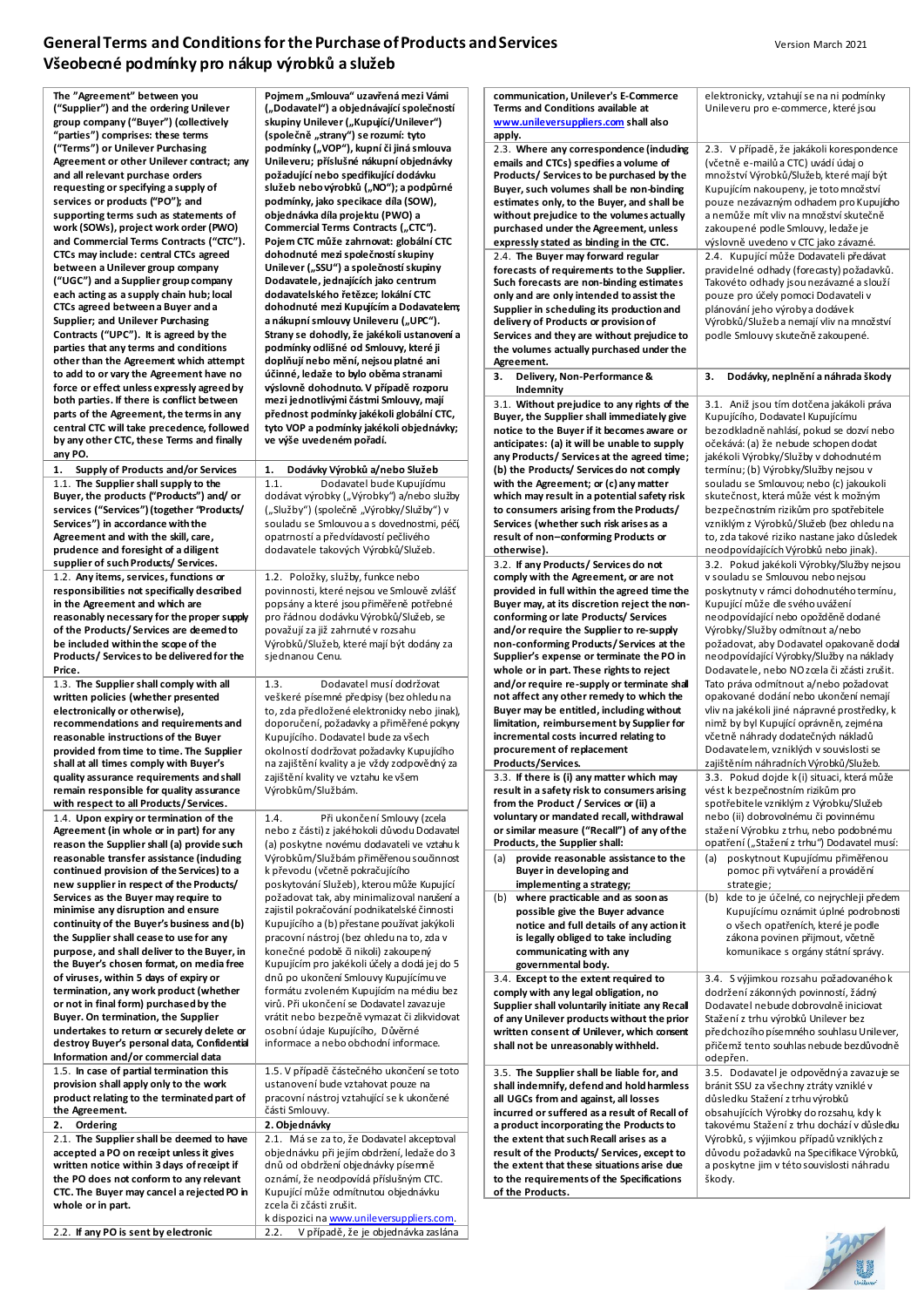# General Terms and Conditions for the Purchase of Products and Services
## Všeobecné podmínky pro nákup výrobků a služeb

Version March 2021

| English | Czech |
|---|---|
| **The "Agreement" between you ("Supplier") and the ordering Unilever group company ("Buyer") (collectively "parties") comprises: these terms ("Terms") or Unilever Purchasing Agreement or other Unilever contract; any and all relevant purchase orders requesting or specifying a supply of services or products ("PO"); and supporting terms such as statements of work (SOWs), project work order (PWO) and Commercial Terms Contracts ("CTC"). CTCs may include: central CTCs agreed between a Unilever group company ("UGC") and a Supplier group company each acting as a supply chain hub; local CTCs agreed between a Buyer and a Supplier; and Unilever Purchasing Contracts ("UPC"). It is agreed by the parties that any terms and conditions other than the Agreement which attempt to add to or vary the Agreement have no force or effect unless expressly agreed by both parties. If there is conflict between parts of the Agreement, the terms in any central CTC will take precedence, followed by any other CTC, these Terms and finally any PO.** | **Pojem „Smlouva" uzavřená mezi Vámi („Dodavatel") a objednávající společností skupiny Unilever („Kupující/Unilever") (společně „strany") se rozumí: tyto podmínky („VOP"), kupní či jiná smlouva Unileveru; příslušné nákupní objednávky požadující nebo specifikující dodávku služeb nebo výrobků („NO"); a podpůrné podmínky, jako specikace díla (SOW), objednávka díla projektu (PWO) a Commercial Terms Contracts („CTC"). Pojem CTC může zahrnovat: globální CTC dohodnuté mezi společností skupiny Unilever („SSU") a společností skupiny Dodavatele, jednajících jako centrum dodavatelského řetězce; lokální CTC dohodnuté mezi Kupujícím a Dodavatelem; a nákupní smlouvy Unileveru („UPC"). Strany se dohodly, že jakékoli ustanovení a podmínky odlišné od Smlouvy, které jí doplňují nebo mění, nejsou platné ani účinné, ledaže to bylo oběma stranami výslovně dohodnuto. V případě rozporu mezi jednotlivými částmi Smlouvy, mají přednost podmínky jakékoli globální CTC, tyto VOP a podmínky jakékoli objednávky; ve výše uvedeném pořadí.** |
| **1. Supply of Products and/or Services** | **1. Dodávky Výrobků a/nebo Služeb** |
| **1.1. The Supplier shall supply to the Buyer, the products ("Products") and/ or services ("Services") (together "Products/ Services") in accordance with the Agreement with the skill, care, prudence and foresight of a diligent supplier of such Products/ Services.** | 1.1. Dodavatel bude Kupujícímu dodávat výrobky („Výrobky") a/nebo služby („Služby") (společně „Výrobky/Služby") v souladu se Smlouvou a s dovednostmi, péčí, opatrností a předvídavostí pečlivého dodavatele takových Výrobků/Služeb. |
| **1.2. Any items, services, functions or responsibilities not specifically described in the Agreement and which are reasonably necessary for the proper supply of the Products/ Services are deemed to be included within the scope of the Products/ Services to be delivered for the Price.** | 1.2. Položky, služby, funkce nebo povinnosti, které nejsou ve Smlouvě zvlášť popsány a které jsou přiměřeně potřebné pro řádnou dodávku Výrobků/Služeb, se považují za již zahrnuté v rozsahu Výrobků/Služeb, které mají být dodány za sjednanou Cenu. |
| **1.3. The Supplier shall comply with all written policies (whether presented electronically or otherwise), recommendations and requirements and reasonable instructions of the Buyer provided from time to time. The Supplier shall at all times comply with Buyer's quality assurance requirements and shall remain responsible for quality assurance with respect to all Products/ Services.** | 1.3. Dodavatel musí dodržovat veškeré písemné předpisy (bez ohledu na to, zda předložené elektronicky nebo jinak), doporučení, požadavky a přiměřené pokyny Kupujícího. Dodavatel bude za všech okolností dodržovat požadavky Kupujícího na zajištění kvality a je vždy zodpovědný za zajištění kvality ve vztahu ke všem Výrobkům/Službám. |
| **1.4. Upon expiry or termination of the Agreement (in whole or in part) for any reason the Supplier shall (a) provide such reasonable transfer assistance (including continued provision of the Services) to a new supplier in respect of the Products/ Services as the Buyer may require to minimise any disruption and ensure continuity of the Buyer's business and (b) the Supplier shall cease to use for any purpose, and shall deliver to the Buyer, in the Buyer's chosen format, on media free of viruses, within 5 days of expiry or termination, any work product (whether or not in final form) purchased by the Buyer. On termination, the Supplier undertakes to return or securely delete or destroy Buyer's personal data, Confidential Information and/or commercial data** | 1.4. Při ukončení Smlouvy (zcela nebo z části) z jakéhokoli důvodu Dodavatel (a) poskytne novému dodavateli ve vztahu k Výrobkům/Službám přiměřenou součinnost k převodu (včetně pokračujícího poskytování Služeb), kterou může Kupující požadovat tak, aby minimalizoval narušení a zajistil pokračování podnikatelské činnosti Kupujícího a (b) přestane používat jakýkoli pracovní nástroj (bez ohledu na to, zda v konečné podobě či nikoli) zakoupený Kupujícím pro jakékoli účely a dodá jej do 5 dnů po ukončení Smlouvy Kupujícímu ve formátu zvoleném Kupujícím na médiu bez virů. Při ukončení se Dodavatel zavazuje vrátit nebo bezpečně vymazat či zlikvidovat osobní údaje Kupujícího, Důvěrné informace a nebo obchodní informace. |
| **1.5. In case of partial termination this provision shall apply only to the work product relating to the terminated part of the Agreement.** | 1.5. V případě částečného ukončení se toto ustanovení bude vztahovat pouze na pracovní nástroj vztahující se k ukončené části Smlouvy. |
| **2. Ordering** | **2. Objednávky** |
| **2.1. The Supplier shall be deemed to have accepted a PO on receipt unless it gives written notice within 3 days of receipt if the PO does not conform to any relevant CTC. The Buyer may cancel a rejected PO in whole or in part.** | 2.1. Má se za to, že Dodavatel akceptoval objednávku při jejím obdržení, ledaže do 3 dnů od obdržení objednávky písemně oznámí, že neodpovídá příslušným CTC. Kupující může odmítnutou objednávku zcela či zčásti zrušit. |
| **2.2. If any PO is sent by electronic communication, Unilever's E-Commerce Terms and Conditions available at [www.unileversuppliers.com](http://www.unileversuppliers.com) shall also apply.** | 2.2. V případě, že je objednávka zaslána elektronicky, vztahují se na ni podmínky Unileveru pro e-commerce, které jsou k dispozici na [www.unileversuppliers.com](http://www.unileversuppliers.com). |
| **2.3. Where any correspondence (including emails and CTCs) specifies a volume of Products/ Services to be purchased by the Buyer, such volumes shall be non-binding estimates only, to the Buyer, and shall be without prejudice to the volumes actually purchased under the Agreement, unless expressly stated as binding in the CTC.** | 2.3. V případě, že jakákoli korespondence (včetně e-mailů a CTC) uvádí údaj o množství Výrobků/Služeb, které mají být Kupujícím nakoupeny, je toto množství pouze nezávazným odhadem pro Kupujícího a nemůže mít vliv na množství skutečně zakoupené podle Smlouvy, ledaže je výslovně uvedeno v CTC jako závazné. |
| **2.4. The Buyer may forward regular forecasts of requirements to the Supplier. Such forecasts are non-binding estimates only and are only intended to assist the Supplier in scheduling its production and delivery of Products or provision of Services and they are without prejudice to the volumes actually purchased under the Agreement.** | 2.4. Kupující může Dodavateli předávat pravidelné odhady (forecasty) požadavků. Takovéto odhady jsou nezávazné a slouží pouze pro účely pomoci Dodavateli v plánování jeho výroby a dodávek Výrobků/Služeb a nemají vliv na množství podle Smlouvy skutečně zakoupené. |
| **3. Delivery, Non-Performance & Indemnity** | **3. Dodávky, neplnění a náhrada škody** |
| **3.1. Without prejudice to any rights of the Buyer, the Supplier shall immediately give notice to the Buyer if it becomes aware or anticipates: (a) it will be unable to supply any Products/ Services at the agreed time; (b) the Products/ Services do not comply with the Agreement; or (c) any matter which may result in a potential safety risk to consumers arising from the Products/ Services (whether such risk arises as a result of non–conforming Products or otherwise).** | 3.1. Aniž jsou tím dotčena jakákoli práva Kupujícího, Dodavatel Kupujícímu bezodkladně nahlásí, pokud se dozví nebo očekává: (a) že nebude schopen dodat jakékoli Výrobky/Služby v dohodnutém termínu; (b) Výrobky/Služby nejsou v souladu se Smlouvou; nebo (c) jakoukoli skutečnost, která může vést k možným bezpečnostním rizikům pro spotřebitele vzniklým z Výrobků/Služeb (bez ohledu na to, zda takové riziko nastane jako důsledek neodpovídajících Výrobků nebo jinak). |
| **3.2. If any Products/ Services do not comply with the Agreement, or are not provided in full within the agreed time the Buyer may, at its discretion reject the non-conforming or late Products/ Services and/or require the Supplier to re-supply non-conforming Products/ Services at the Supplier's expense or terminate the PO in whole or in part. These rights to reject and/or require re-supply or terminate shall not affect any other remedy to which the Buyer may be entitled, including without limitation, reimbursement by Supplier for incremental costs incurred relating to procurement of replacement Products/Services.** | 3.2. Pokud jakékoli Výrobky/Služby nejsou v souladu se Smlouvou nebo nejsou poskytnuty v rámci dohodnutého termínu, Kupující může dle svého uvážení neodpovídající nebo opožděně dodané Výrobky/Služby odmítnout a/nebo požadovat, aby Dodavatel opakovaně dodal neodpovídající Výrobky/Služby na náklady Dodavatele, nebo NO zcela či zčásti zrušit. Tato práva odmítnout a/nebo požadovat opakované dodání nebo ukončení nemají vliv na jakékoli jiné nápravné prostředky, k nimž by byl Kupující oprávněn, zejména včetně náhrady dodatečných nákladů Dodavatelem, vzniklých v souvislosti se zajištěním náhradních Výrobků/Služeb. |
| **3.3. If there is (i) any matter which may result in a safety risk to consumers arising from the Product / Services or (ii) a voluntary or mandated recall, withdrawal or similar measure ("Recall") of any of the Products, the Supplier shall:** | 3.3. Pokud dojde k (i) situaci, která může vést k bezpečnostním rizikům pro spotřebitele vzniklým z Výrobku/Služeb nebo (ii) dobrovolnému či povinnému stažení Výrobku z trhu, nebo podobnému opatření („Stažení z trhu") Dodavatel musí: |
| **(a) provide reasonable assistance to the Buyer in developing and implementing a strategy;** | (a) poskytnout Kupujícímu přiměřenou pomoc při vytváření a provádění strategie; |
| **(b) where practicable and as soon as possible give the Buyer advance notice and full details of any action it is legally obliged to take including communicating with any governmental body.** | (b) kde to je účelné, co nejrychleji předem Kupujícímu oznámit úplné podrobnosti o všech opatřeních, které je podle zákona povinen přijmout, včetně komunikace s orgány státní správy. |
| **3.4. Except to the extent required to comply with any legal obligation, no Supplier shall voluntarily initiate any Recall of any Unilever products without the prior written consent of Unilever, which consent shall not be unreasonably withheld.** | 3.4. S výjimkou rozsahu požadovaného k dodržení zákonných povinností, žádný Dodavatel nebude dobrovolně iniciovat Stažení z trhu výrobků Unilever bez předchozího písemného souhlasu Unilever, přičemž tento souhlas nebude bezdůvodně odepřen. |
| **3.5. The Supplier shall be liable for, and shall indemnify, defend and hold harmless all UGCs from and against, all losses incurred or suffered as a result of Recall of a product incorporating the Products to the extent that such Recall arises as a result of the Products/ Services, except to the extent that these situations arise due to the requirements of the Specifications of the Products.** | 3.5. Dodavatel je odpovědný a zavazuje se bránit SSU za všechny ztráty vzniklé v důsledku Stažení z trhu výrobků obsahujících Výrobky do rozsahu, kdy k takovému Stažení z trhu dochází v důsledku Výrobků, s výjimkou případů vzniklých z důvodu požadavků na Specifikace Výrobků, a poskytne jim v této souvislosti náhradu škody. |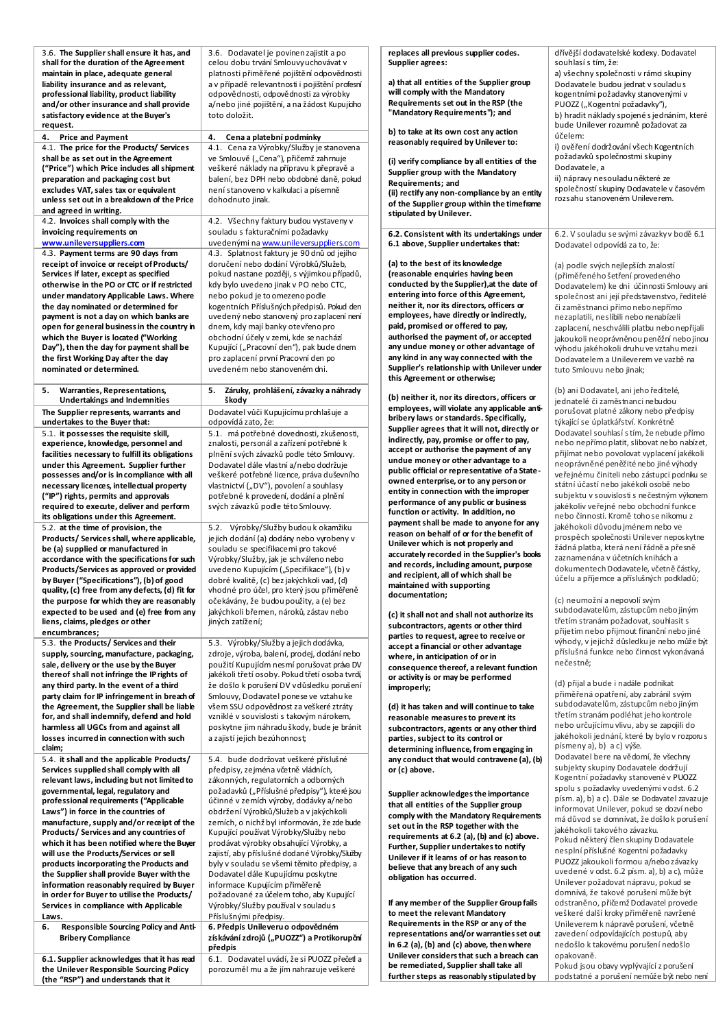| | |
|---|---|
| **3.6. The Supplier shall ensure it has, and shall for the duration of the Agreement maintain in place, adequate general liability insurance and as relevant, professional liability, product liability and/or other insurance and shall provide satisfactory evidence at the Buyer's request.** | 3.6. Dodavatel je povinen zajistit a po celou dobu trvání Smlouvy uchovávat v platnosti přiměřené pojištění odpovědnosti a v případě relevantnosti i pojištění profesní odpovědnosti, odpovědnosti za výrobky a/nebo jiné pojištění, a na žádost Kupujícího toto doložit. |
| **4. Price and Payment** | **4. Cena a platební podmínky** |
| **4.1. The price for the Products/ Services shall be as set out in the Agreement ("Price") which Price includes all shipment preparation and packaging cost but excludes VAT, sales tax or equivalent unless set out in a breakdown of the Price and agreed in writing.** | 4.1. Cena za Výrobky/Služby je stanovena ve Smlouvě („Cena"), přičemž zahrnuje veškeré náklady na přípravu k přepravě a balení, bez DPH nebo obdobné daně, pokud není stanoveno v kalkulaci a písemně dohodnuto jinak. |
| **4.2. Invoices shall comply with the invoicing requirements on [www.unileversuppliers.com](www.unileversuppliers.com)** | 4.2. Všechny faktury budou vystaveny v souladu s fakturačními požadavky uvedenými na [www.unileversuppliers.com](www.unileversuppliers.com) |
| **4.3. Payment terms are 90 days from receipt of invoice or receipt of Products/ Services if later, except as specified otherwise in the PO or CTC or if restricted under mandatory Applicable Laws. Where the day nominated or determined for payment is not a day on which banks are open for general business in the country in which the Buyer is located ("Working Day"), then the day for payment shall be the first Working Day after the day nominated or determined.** | 4.3. Splatnost faktury je 90 dnů od jejího doručení nebo dodání Výrobků/Služeb, pokud nastane později, s výjimkou případů, kdy bylo uvedeno jinak v PO nebo CTC, nebo pokud je to omezeno podle kogentních Příslušných předpisů. Pokud den uvedený nebo stanovený pro zaplacení není dnem, kdy mají banky otevřeno pro obchodní účely v zemi, kde se nachází Kupující („Pracovní den"), pak bude dnem pro zaplacení první Pracovní den po uvedeném nebo stanoveném dni. |
| **5. Warranties, Representations, Undertakings and Indemnities** | **5. Záruky, prohlášení, závazky a náhrady škody** |
| **The Supplier represents, warrants and undertakes to the Buyer that:** | Dodavatel vůči Kupujícímu prohlašuje a odpovídá zato, že: |
| **5.1. it possesses the requisite skill, experience, knowledge, personnel and facilities necessary to fulfill its obligations under this Agreement. Supplier further possesses and/or is in compliance with all necessary licences, intellectual property ("IP") rights, permits and approvals required to execute, deliver and perform its obligations under this Agreement.** | 5.1. má potřebné dovednosti, zkušenosti, znalosti, personál a zařízení potřebné k plnění svých závazků podle této Smlouvy. Dodavatel dále vlastní a/nebo dodržuje veškeré potřebné licence, práva duševního vlastnictví („DV"), povolení a souhlasy potřebné k provedení, dodání a plnění svých závazků podle této Smlouvy. |
| **5.2. at the time of provision, the Products/ Services shall, where applicable, be (a) supplied or manufactured in accordance with the specifications for such Products/Services as approved or provided by Buyer ("Specifications"), (b) of good quality, (c) free from any defects, (d) fit for the purpose for which they are reasonably expected to be used and (e) free from any liens, claims, pledges or other encumbrances;** | 5.2. Výrobky/Služby budou k okamžiku jejich dodání (a) dodány nebo vyrobeny v souladu se specifikacemi pro takové Výrobky/Služby, jak je schváleno nebo uvedeno Kupujícím („Specifikace"), (b) v dobré kvalitě, (c) bez jakýchkoli vad, (d) vhodné pro účel, pro který jsou přiměřeně očekávány, že budou použity, a (e) bez jakýchkoli břemen, nároků, zástav nebo jiných zatížení; |
| **5.3. the Products/ Services and their supply, sourcing, manufacture, packaging, sale, delivery or the use by the Buyer thereof shall not infringe the IP rights of any third party. In the event of a third party claim for IP infringement in breach of the Agreement, the Supplier shall be liable for, and shall indemnify, defend and hold harmless all UGCs from and against all losses incurred in connection with such claim;** | 5.3. Výrobky/Služby a jejich dodávka, zdroje, výroba, balení, prodej, dodání nebo použití Kupujícím nesmí porušovat práva DV jakékoli třetí osoby. Pokud třetí osoba tvrdí, že došlo k porušení DV v důsledku porušení Smlouvy, Dodavatel ponese ve vztahu ke všem SSU odpovědnost za veškeré ztráty vzniklé v souvislosti s takovým nárokem, poskytne jim náhradu škody, bude je bránit a zajistí jejich bezúhonnost; |
| **5.4. it shall and the applicable Products/ Services supplied shall comply with all relevant laws, including but not limited to governmental, legal, regulatory and professional requirements ("Applicable Laws") in force in the countries of manufacture, supply and/or receipt of the Products/ Services and any countries of which it has been notified where the Buyer will use the Products/Services or sell products incorporating the Products and the Supplier shall provide Buyer with the information reasonably required by Buyer in order for Buyer to utilise the Products/ Services in compliance with Applicable Laws.** | 5.4. bude dodržovat veškeré příslušné předpisy, zejména včetně vládních, zákonných, regulatorních a odborných požadavků („Příslušné předpisy"), které jsou účinné v zemích výroby, dodávky a/nebo obdržení Výrobků/Služeb a v jakýchkoli zemích, o nichž byl informován, že zde bude Kupující používat Výrobky/Služby nebo prodávat výrobky obsahující Výrobky, a zajistí, aby příslušné dodané Výrobky/Služby byly v souladu se všemi těmito předpisy, a Dodavatel dále Kupujícímu poskytne informace Kupujícím přiměřeně požadované za účelem toho, aby Kupující Výrobky/Služby používal v souladu s Příslušnými předpisy. |
| **6. Responsible Sourcing Policy and Anti-Bribery Compliance** | **6. Předpis Unileveru o odpovědném získávání zdrojů („PUOZZ") a Protikorupční předpis** |
| **6.1. Supplier acknowledges that it has read the Unilever Responsible Sourcing Policy (the "RSP") and understands that it replaces all previous supplier codes. Supplier agrees:** | 6.1. Dodavatel uvádí, že si PUOZZ přečetl a porozuměl mu a že jím nahrazuje veškeré dřívější dodavatelské kodexy. Dodavatel souhlasí s tím, že: |
| **a) that all entities of the Supplier group will comply with the Mandatory Requirements set out in the RSP (the "Mandatory Requirements"); and** | a) všechny společnosti v rámci skupiny Dodavatele budou jednat v souladu s kogentními požadavky stanovenými v PUOZZ („Kogentní požadavky"), |
| **b) to take at its own cost any action reasonably required by Unilever to:** | b) hradit náklady spojené s jednáním, které bude Unilever rozumně požadovat za účelem: |
| **(i) verify compliance by all entities of the Supplier group with the Mandatory Requirements; and** | i) ověření dodržování všech Kogentních požadavků společnostmi skupiny Dodavatele, a |
| **(ii) rectify any non-compliance by an entity of the Supplier group within the timeframe stipulated by Unilever.** | ii) nápravy nesouladu některé ze společností skupiny Dodavatele v časovém rozsahu stanoveném Unileverem. |
| **6.2. Consistent with its undertakings under 6.1 above, Supplier undertakes that:** | 6.2. V souladu se svými závazky v bodě 6.1 Dodavatel odpovídá za to, že: |
| **(a) to the best of its knowledge (reasonable enquiries having been conducted by the Supplier),at the date of entering into force of this Agreement, neither it, nor its directors, officers or employees, have directly or indirectly, paid, promised or offered to pay, authorised the payment of, or accepted any undue money or other advantage of any kind in any way connected with the Supplier's relationship with Unilever under this Agreement or otherwise;** | (a) podle svých nejlepších znalostí (přiměřeného šetření provedeného Dodavatelem) ke dni účinnosti Smlouvy ani společnost ani její představenstvo, ředitelé či zaměstnanci přímo nebo nepřímo nezaplatili, neslíbili nebo nenabízeli zaplacení, neschválili platbu nebo nepřijali jakoukoli neoprávněnou peněžní nebo jinou výhodu jakéhokoli druhu ve vztahu mezi Dodavatelem a Unileverem ve vazbě na tuto Smlouvu nebo jinak; |
| **(b) neither it, nor its directors, officers or employees, will violate any applicable anti-bribery laws or standards. Specifically, Supplier agrees that it will not, directly or indirectly, pay, promise or offer to pay, accept or authorise the payment of any undue money or other advantage to a public official or representative of a State-owned enterprise, or to any person or entity in connection with the improper performance of any public or business function or activity. In addition, no payment shall be made to anyone for any reason on behalf of or for the benefit of Unilever which is not properly and accurately recorded in the Supplier's books and records, including amount, purpose and recipient, all of which shall be maintained with supporting documentation;** | (b) ani Dodavatel, ani jeho ředitelé, jednatelé či zaměstnanci nebudou porušovat platné zákony nebo předpisy týkající se úplatkářství. Konkrétně Dodavatel souhlasí s tím, že nebude přímo nebo nepřímo platit, slibovat nebo nabízet, přijímat nebo povolovat vyplacení jakékoli neoprávněné peněžité nebo jiné výhody veřejnému činiteli nebo zástupci podniku se státní účastí nebo jakékoli osobě nebo subjektu v souvislosti s nečestným výkonem jakékoliv veřejné nebo obchodní funkce nebo činnosti. Kromě toho se nikomu z jakéhokoli důvodu jménem nebo ve prospěch společnosti Unilever neposkytne žádná platba, která není řádně a přesně zaznamenána v účetních knihách a dokumentech Dodavatele, včetně částky, účelu a příjemce a příslušných podkladů; |
| **(c) it shall not and shall not authorize its subcontractors, agents or other third parties to request, agree to receive or accept a financial or other advantage where, in anticipation of or in consequence thereof, a relevant function or activity is or may be performed improperly;** | (c) neumožní a nepovolí svým subdodavatelům, zástupcům nebo jiným třetím stranám požadovat, souhlasit s přijetím nebo přijmout finanční nebo jiné výhody, v jejichž důsledku je nebo může být příslušná funkce nebo činnost vykonávaná nečestně; |
| **(d) it has taken and will continue to take reasonable measures to prevent its subcontractors, agents or any other third parties, subject to its control or determining influence, from engaging in any conduct that would contravene (a), (b) or (c) above.** | (d) přijal a bude i nadále podnikat přiměřená opatření, aby zabránil svým subdodavatelům, zástupcům nebo jiným třetím stranám podléhat jeho kontrole nebo určujícímu vlivu, aby se zapojili do jakéhokoli jednání, které by bylo v rozporu s písmeny a), b) a c) výše. |
| **Supplier acknowledges the importance that all entities of the Supplier group comply with the Mandatory Requirements set out in the RSP together with the requirements at 6.2 (a), (b) and (c) above. Further, Supplier undertakes to notify Unilever if it learns of or has reason to believe that any breach of any such obligation has occurred.** | Dodavatel bere na vědomí, že všechny subjekty skupiny Dodavatele dodržují Kogentní požadavky stanovené v PUOZZ spolu s požadavky uvedenými v odst. 6.2 písm. a), b) a c). Dále se Dodavatel zavazuje informovat Unilever, pokud se dozví nebo má důvod se domnívat, že došlo k porušení jakéhokoli takového závazku. |
| **If any member of the Supplier Group fails to meet the relevant Mandatory Requirements in the RSP or any of the representations and/or warranties set out in 6.2 (a), (b) and (c) above, then where Unilever considers that such a breach can be remediated, Supplier shall take all further steps as reasonably stipulated by** | Pokud některý člen skupiny Dodavatele nesplní příslušné Kogentní požadavky PUOZZ jakoukoli formou a/nebo závazky uvedené v odst. 6.2 písm. a), b) a c), může Unilever požadovat nápravu, pokud se domnívá, že takové porušení může být odstraněno, přičemž Dodavatel provede veškeré další kroky přiměřeně navržené Unileverem k nápravě porušení, včetně zavedení odpovídajících postupů, aby nedošlo k takovému porušení nedošlo opakovaně. Pokud jsou obavy vyplývající z porušení podstatné a porušení nemůže být nebo není |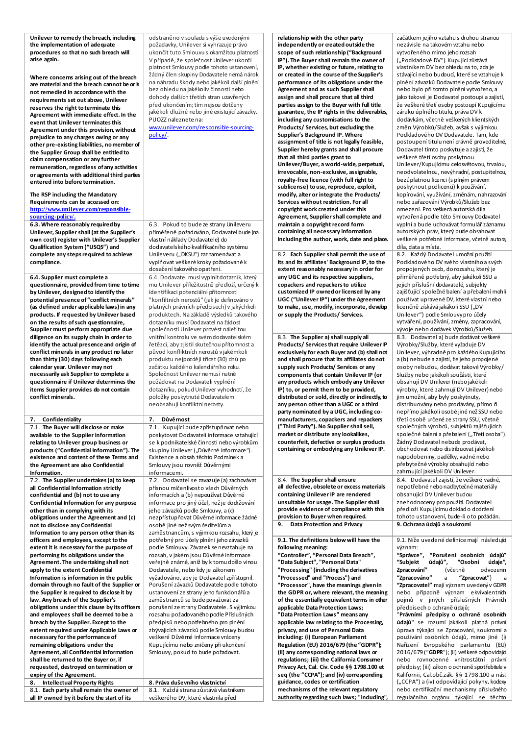| | |
|---|---|
| **Unilever to remedy the breach, including the implementation of adequate procedures so that no such breach will arise again.** | odstraněno v souladu s výše uvedenými požadavky, Unilever si vyhrazuje právo ukončit tuto Smlouvu s okamžitou platností. V případě, že společnost Unilever ukončí platnost Smlouvy podle tohoto ustanovení, žádný člen skupiny Dodavatele nemá nárok na náhradu škody nebo jakékoli další plnění bez ohledu na jakékoliv činnosti nebo dohody dalších třetích stran uzavřených před ukončením; tím nejsou dotčeny jakékoli dlužné nebo jiné existující závazky. PUOZZ naleznete na: [www.unilever.com/responsible-sourcing-policy/](www.unilever.com/responsible-sourcing-policy/). |
| **Where concerns arising out of the breach are material and the breach cannot be or is not remedied in accordance with the requirements set out above, Unilever reserves the right to terminate this Agreement with immediate effect. In the event that Unilever terminates this Agreement under this provision, without prejudice to any charges owing or any other pre-existing liabilities, no member of the Supplier Group shall be entitled to claim compensation or any further remuneration, regardless of any activities or agreements with additional third parties entered into before termination.** | |
| **The RSP including the Mandatory Requirements can be accessed on: [http://www.unilever.com/responsible-sourcing-policy/](http://www.unilever.com/responsible-sourcing-policy/).** | |
| **6.3. Where reasonably required by Unilever, Supplier shall (at the Supplier's own cost) register with Unilever's Supplier Qualification System ("USQS") and complete any steps required to achieve compliance.** | 6.3. Pokud to bude ze strany Unileveru přiměřeně požadováno, Dodavatel bude (na vlastní náklady Dodavatele) do dodavatelského kvalifikačního systému Unileveru („DKSU") zaznamenávat a vyplňovat veškeré kroky požadované k dosažení takového opatření. |
| **6.4. Supplier must complete a questionnaire, provided from time to time by Unilever, designed to identify the potential presence of "conflict minerals" (as defined under applicable laws) in any products. If requested by Unilever based on the results of such questionnaire, Supplier must perform appropriate due diligence on its supply chain in order to identify the actual presence and origin of conflict minerals in any product no later than thirty (30) days following each calendar year. Unilever may not necessarily ask Supplier to complete a questionnaire if Unilever determines the items Supplier provides do not contain conflict minerals.** | 6.4. Dodavatel musí vyplnit dotazník, který mu Unilever příležitostně předloží, určený k identifikaci potenciální přítomnosti "konfliktních nerostů" (jak je definováno v platných právních předpisech) v jakýchkoli produktech. Na základě výsledků takového dotazníku musí Dodavatel na žádost společnosti Unilever provést náležitou vnitřní kontrolu ve svém dodavatelském řetězci, aby zjistil skutečnou přítomnost a původ konfliktních nerostů v jakémkoli produktu nejpozději třicet (30) dnů po začátku každého kalendářního roku. Společnost Unilever nemusí nutně požadovat po Dodavateli vyplnění dotazníku, pokud Unilever vyhodnotí, že položky poskytnuté Dodavatelem neobsahují konfliktní nerosty. |
| **7. Confidentiality** | **7. Důvěrnost** |
| **7.1. The Buyer will disclose or make available to the Supplier information relating to Unilever group business or products ("Confidential Information"). The existence and content of these Terms and the Agreement are also Confidential Information.** | 7.1. Kupující bude zpřístupňovat nebo poskytovat Dodavateli informace vztahující se k podnikatelské činnosti nebo výrobkům skupiny Unilever („Důvěrné informace"). Existence a obsah těchto Podmínek a Smlouvy jsou rovněž Důvěrnými informacemi. |
| **7.2. The Supplier undertakes (a) to keep all Confidential Information strictly confidential and (b) not to use any Confidential Information for any purpose other than in complying with its obligations under the Agreement and (c) not to disclose any Confidential Information to any person other than its officers and employees, except to the extent it is necessary for the purpose of performing its obligations under the Agreement. The undertaking shall not apply to the extent Confidential Information is information in the public domain through no fault of the Supplier or the Supplier is required to disclose it by law. Any breach of the Supplier's obligations under this clause by its officers and employees shall be deemed to be a breach by the Supplier. Except to the extent required under Applicable Laws or necessary for the performance of remaining obligations under the Agreement, all Confidential Information shall be returned to the Buyer or, if requested, destroyed on termination or expiry of the Agreement.** | 7.2. Dodavatel se zavazuje (a) zachovávat přísnou mlčenlivost o všech Důvěrných informacích a (b) nepoužívat Důvěrné informace pro jiný účel, než je dodržování jeho závazků podle Smlouvy, a (c) nezpřístupňovat Důvěrné informace žádné osobě jiné než svým ředitelům a zaměstnancům, s výjimkou rozsahu, který je potřebný pro účely plnění jeho závazků podle Smlouvy. Závazek se nevztahuje na rozsah, v jakém jsou Důvěrné informace veřejně známé, aniž by k tomu došlo vinou Dodavatele, nebo kdy je zákonem vyžadováno, aby je Dodavatel zpřístupnil. Porušení závazků Dodavatele podle tohoto ustanovení ze strany jeho funkcionářů a zaměstnanců se bude považovat za porušení ze strany Dodavatele. S výjimkou rozsahu požadovaného podle Příslušných předpisů nebo potřebného pro plnění zbývajících závazků podle Smlouvy budou veškeré Důvěrné informace vráceny Kupujícímu nebo zničeny při ukončení Smlouvy, pokud to bude požadováno. |
| **8. Intellectual Property Rights** | **8. Práva duševního vlastnictví** |
| **8.1. Each party shall remain the owner of all IP owned by it before the start of its relationship with the other party independently of or created outside the scope of such relationship ("Background IP"). The Buyer shall remain the owner of IP, whether existing or future, relating to or created in the course of the Supplier's performance of its obligations under the Agreement and as such Supplier shall assign and shall procure that all third parties assign to the Buyer with full title guarantee, the IP rights in the deliverables, including any customisations to the Products/ Services, but excluding the Supplier's Background IP. Where assignment of title is not legally feasible, Supplier hereby grants and shall procure that all third parties grant to Unilever/Buyer, a world-wide, perpetual, irrevocable, non-exclusive, assignable, royalty-free licence (with full right to sublicense) to use, reproduce, exploit, modify, alter or integrate the Products/ Services without restriction. For all copyright work created under this Agreement, Supplier shall complete and maintain a copyright record form containing all necessary information including the author, work, date and place.** | 8.1. Každá strana zůstává vlastníkem veškerého DV, které vlastnila před začátkem jejího vztahu s druhou stranou nezávisle na takovém vztahu nebo vytvořeného mimo jeho rozsah („Podkladové DV"). Kupující zůstává vlastníkem DV bez ohledu na to, zda je stávající nebo budoucí, které se vztahuje k plnění závazků Dodavatele podle Smlouvy nebo bylo při tomto plnění vytvořeno, a jako takové je Dodavatel postoupí a zajistí, že veškeré třetí osoby postoupí Kupujícímu záruku úplného titulu, práva DV k dodávkám, včetně veškerých klientských změn Výrobků/Služeb, avšak s výjimkou Podkladového DV Dodavatele. Tam, kde postoupení titulu není právně proveditelné, Dodavatel tímto poskytuje a zajistí, že veškeré třetí osoby poskytnou Unilever/Kupujícímu celosvětovou, trvalou, neodvolatelnou, nevýhradní, postupitelnou, bezúplatnou licenci (s plným právem poskytnout podlicenci) k používání, kopírování, využívání, změnám, nahrazování nebo zařazování Výrobků/Služeb bez omezení. Pro veškerá autorská díla vytvořená podle této Smlouvy Dodavatel vyplní a bude uchovávat formulář záznamu autorských práv, který bude obsahovat veškeré potřebné informace, včetně autora, díla, data a místa. |
| **8.2. Each Supplier shall permit the use of its and its affiliates' Background IP, to the extent reasonably necessary in order for any UGC and its respective suppliers, copackers and repackers to utilize customized IP owned or licensed by any UGC ("Unilever IP") under the Agreement to make, use, modify, incorporate, develop or supply the Products/ Services.** | 8.2. Každý Dodavatel umožní použití Podkladového DV svého vlastního a svých propojených osob, do rozsahu, který je přiměřeně potřebný, aby jakékoli SSU a jejich příslušní dodavatelé, subjekty zajišťující společné balení a přebalení mohly používat upravené DV, které vlastní nebo licenčně získává jakákoli SSU („DV Unilever") podle Smlouvy pro účely vytváření, používání, změny, zapracování, vývoje nebo dodávek Výrobků/Služeb. |
| **8.3. The Supplier a) shall supply all Products/ Services that require Unilever IP exclusively for each Buyer and (b) shall not and shall not procure that its affiliates do not supply such Products/ Services or any components that contain Unilever IP (or any products which embody any Unilever IP) to, or permit them to be provided, distributed or sold, directly or indirectly, to any person other than a UGC or a third party nominated by a UGC, including co-manufacturers, copackers and repackers ("Third Party"). No Supplier shall sell, market or distribute any lookalikes, counterfeit, defective or surplus products containing or embodying any Unilever IP.** | 8.3. Dodavatel a) bude dodávat veškeré Výrobky/Služby, které vyžadují DV Unilever, výhradně pro každého Kupujícího a (b) nebude a zajistí, že jeho propojené osoby nebudou, dodávat takové Výrobky/ Služby nebo jakékoli součásti, které obsahují DV Unilever (nebo jakékoli výrobky, které zahrnují DV Unilever) nebo jim umožní, aby byly poskytnuty, distribuovány nebo prodávány, přímo či nepřímo jakékoli osobě jiné než SSU nebo třetí osobě určené ze strany SSU, včetně společných výrobců, subjektů zajišťujících společné balení a přebalení („Třetí osoba"). Žádný Dodavatel nebude prodávat, obchodovat nebo distribuovat jakékoli napodobeniny, padělky, vadné nebo přebytečné výrobky obsahující nebo zahrnující jakékoli DV Unilever. |
| **8.4. The Supplier shall ensure all defective, obsolete or excess materials containing Unilever IP are rendered unsuitable for usage. The Supplier shall provide evidence of compliance with this provision to Buyer when required.** | 8.4. Dodavatel zajistí, že veškeré vadné, nepotřebné nebo nadbytečné materiály obsahující DV Unilever budou znehodnoceny pro použití. Dodavatel předloží Kupujícímu doklad o dodržení tohoto ustanovení, bude-li o to požádán. |
| **9. Data Protection and Privacy** | **9. Ochrana údajů a soukromí** |
| **9.1. The definitions below will have the following meaning: "Controller", "Personal Data Breach", "Data Subject", "Personal Data" "Processing" (including the derivatives "Processed" and "Process") and "Processor", have the meanings given in the GDPR or, where relevant, the meaning of the essentially equivalent terms in other applicable Data Protection Laws; "Data Protection Laws" means any applicable law relating to the Processing, privacy, and use of Personal Data including: (i) European Parliament Regulation (EU) 2016/679 (the "GDPR"); (ii) any corresponding national laws or regulations; (iii) the California Consumer Privacy Act, Cal. Civ. Code §§ 1798.100 et seq (the "CCPA"); and (iv) corresponding guidance, codes or certification mechanisms of the relevant regulatory authority regarding such laws; "including",** | 9.1. Níže uvedené definice mají následující význam: **"Správce", "Porušení osobních údajů" "Subjekt údajů", "Osobní údaje", Zpracování"** (včetně odvozenin **"Zpracováno"** a **"Zpracovat"**) a **"Zpracovatel"** mají význam uvedený v GDPR nebo případně význam ekvivalentních pojmů v jiných příslušných Právních předpisech o ochraně údajů; **"Právní předpisy o ochraně osobních údajů"** se rozumí jakákoli platná právní úprava týkající se Zpracování, soukromí a používání osobních údajů, mimo jiné (i) Nařízení Evropského parlamentu (EU) 2016/679 (**"GDPR"**); (ii) veškeré odpovídající nebo rovnocenné vnitrostátní právní předpisy; (iii) zákon o ochraně spotřebitele v Kalifornii, Cal.obč.zák. §§ 1798.100 a násl. („CCPA") a (iv) odpovídající pokyny, kodexy nebo certifikační mechanismy příslušného regulačního orgánu týkající se těchto |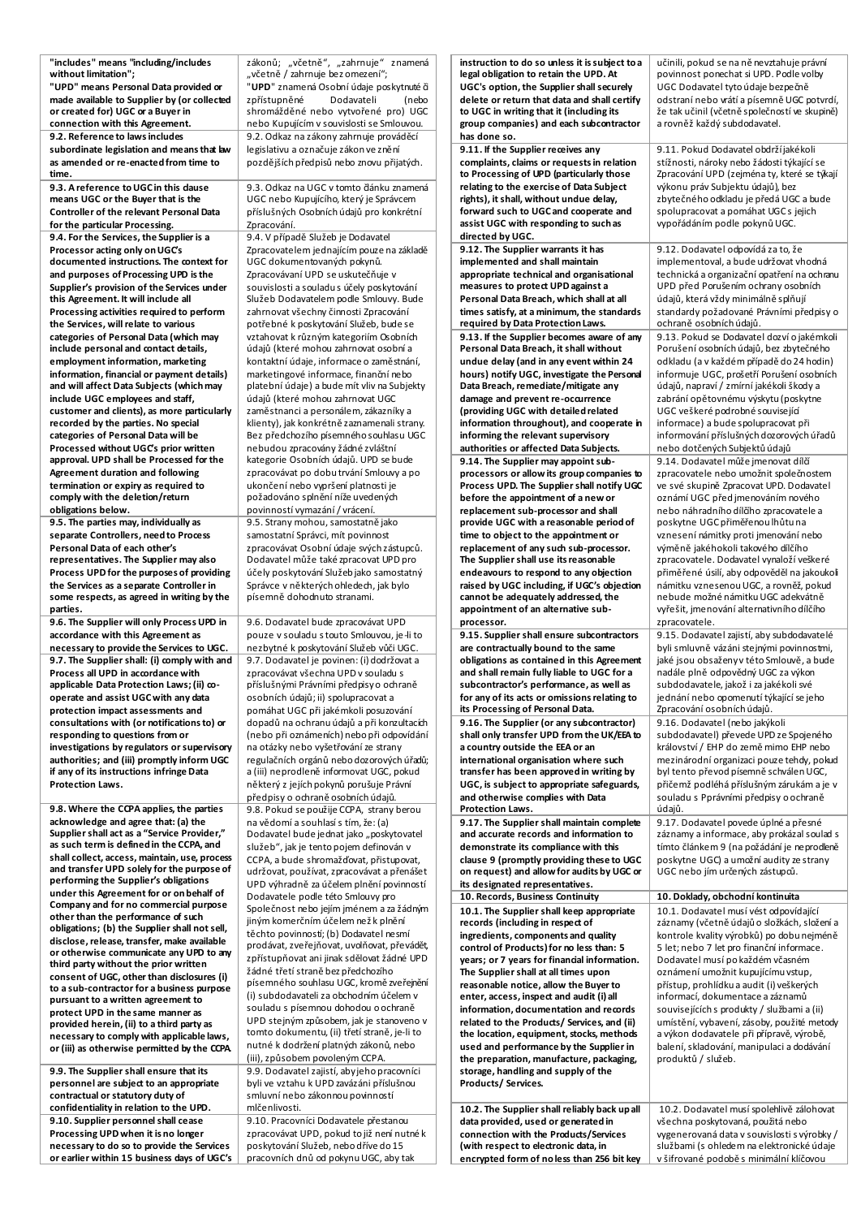| | |
|---|---|
| **"includes" means "including/includes without limitation";** | zákonů; „včetně“, „zahrnuje“ znamená „včetně / zahrnuje bez omezení“; |
| **"UPD" means Personal Data provided or made available to Supplier by (or collected or created for) UGC or a Buyer in connection with this Agreement.** | "**UPD**" znamená Osobní údaje poskytnuté či zpřístupněné Dodavateli (nebo shromážděné nebo vytvořené pro) UGC nebo Kupujícím v souvislosti se Smlouvou. |
| **9.2. Reference to laws includes subordinate legislation and means that law as amended or re-enacted from time to time.** | 9.2. Odkaz na zákony zahrnuje prováděcí legislativu a označuje zákon ve znění pozdějších předpisů nebo znovu přijatých. |
| **9.3. A reference to UGC in this clause means UGC or the Buyer that is the Controller of the relevant Personal Data for the particular Processing.** | 9.3. Odkaz na UGC v tomto článku znamená UGC nebo Kupujícího, který je Správcem příslušných Osobních údajů pro konkrétní Zpracování. |
| **9.4. For the Services, the Supplier is a Processor acting only on UGC's documented instructions. The context for and purposes of Processing UPD is the Supplier's provision of the Services under this Agreement. It will include all Processing activities required to perform the Services, will relate to various categories of Personal Data (which may include personal and contact details, employment information, marketing information, financial or payment details) and will affect Data Subjects (which may include UGC employees and staff, customer and clients), as more particularly recorded by the parties. No special categories of Personal Data will be Processed without UGC's prior written approval. UPD shall be Processed for the Agreement duration and following termination or expiry as required to comply with the deletion/return obligations below.** | 9.4. V případě Služeb je Dodavatel Zpracovatelem jednajícím pouze na základě UGC dokumentovaných pokynů. Zpracovávání UPD se uskutečňuje v souvislosti a souladu s účely poskytování Služeb Dodavatelem podle Smlouvy. Bude zahrnovat všechny činnosti Zpracování potřebné k poskytování Služeb, bude se vztahovat k různým kategoriím Osobních údajů (které mohou zahrnovat osobní a kontaktní údaje, informace o zaměstnání, marketingové informace, finanční nebo platební údaje) a bude mít vliv na Subjekty údajů (které mohou zahrnovat UGC zaměstnanci a personálem, zákazníky a klienty), jak konkrétně zaznamenali strany. Bez předchozího písemného souhlasu UGC nebudou zpracovány žádné zvláštní kategorie Osobních údajů. UPD se bude zpracovávat po dobu trvání Smlouvy a po ukončení nebo vypršení platnosti je požadováno splnění níže uvedených povinností vymazání / vrácení. |
| **9.5. The parties may, individually as separate Controllers, need to Process Personal Data of each other's representatives. The Supplier may also Process UPD for the purposes of providing the Services as a separate Controller in some respects, as agreed in writing by the parties.** | 9.5. Strany mohou, samostatně jako samostatní Správci, mít povinnost zpracovávat Osobní údaje svých zástupců. Dodavatel může také zpracovat UPD pro účely poskytování Služeb jako samostatný Správce v některých ohledech, jak bylo písemně dohodnuto stranami. |
| **9.6. The Supplier will only Process UPD in accordance with this Agreement as necessary to provide the Services to UGC.** | 9.6. Dodavatel bude zpracovávat UPD pouze v souladu s touto Smlouvou, je-li to nezbytné k poskytování Služeb vůči UGC. |
| **9.7. The Supplier shall: (i) comply with and Process all UPD in accordance with applicable Data Protection Laws; (ii) co-operate and assist UGC with any data protection impact assessments and consultations with (or notifications to) or responding to questions from or investigations by regulators or supervisory authorities; and (iii) promptly inform UGC if any of its instructions infringe Data Protection Laws.** | 9.7. Dodavatel je povinen: (i) dodržovat a zpracovávat všechna UPD v souladu s příslušnými Právními předpisy o ochraně osobních údajů; ii) spolupracovat a pomáhat UGC při jakémkoli posuzování dopadů na ochranu údajů a při konzultacích (nebo při oznámeních) nebo při odpovídání na otázky nebo vyšetřování ze strany regulačních orgánů nebo dozorových úřadů; a (iii) neprodleně informovat UGC, pokud některý z jejích pokynů porušuje Právní předpisy o ochraně osobních údajů. |
| **9.8. Where the CCPA applies, the parties acknowledge and agree that: (a) the Supplier shall act as a "Service Provider," as such term is defined in the CCPA, and shall collect, access, maintain, use, process and transfer UPD solely for the purpose of performing the Supplier's obligations under this Agreement for or on behalf of Company and for no commercial purpose other than the performance of such obligations; (b) the Supplier shall not sell, disclose, release, transfer, make available or otherwise communicate any UPD to any third party without the prior written consent of UGC, other than disclosures (i) to a sub-contractor for a business purpose pursuant to a written agreement to protect UPD in the same manner as provided herein, (ii) to a third party as necessary to comply with applicable laws, or (iii) as otherwise permitted by the CCPA.** | 9.8. Pokud se použije CCPA, strany berou na vědomí a souhlasí s tím, že: (a) Dodavatel bude jednat jako „poskytovatel služeb“, jak je tento pojem definován v CCPA, a bude shromažďovat, přistupovat, udržovat, používat, zpracovávat a přenášet UPD výhradně za účelem plnění povinností Dodavatele podle této Smlouvy pro Společnost nebo jejím jménem a za žádným jiným komerčním účelem než k plnění těchto povinností; (b) Dodavatel nesmí prodávat, zveřejňovat, uvolňovat, převádět, zpřístupňovat ani jinak sdělovat žádné UPD žádné třetí straně bez předchozího písemného souhlasu UGC, kromě zveřejnění (i) subdodavateli za obchodním účelem v souladu s písemnou dohodou o ochraně UPD stejným způsobem, jak je stanoveno v tomto dokumentu, (ii) třetí straně, je-li to nutné k dodržení platných zákonů, nebo (iii), způsobem povoleným CCPA. |
| **9.9. The Supplier shall ensure that its personnel are subject to an appropriate contractual or statutory duty of confidentiality in relation to the UPD.** | 9.9. Dodavatel zajistí, aby jeho pracovníci byli ve vztahu k UPD zavázáni příslušnou smluvní nebo zákonnou povinností mlčenlivosti. |
| **9.10. Supplier personnel shall cease Processing UPD when it is no longer necessary to do so to provide the Services or earlier within 15 business days of UGC's instruction to do so unless it is subject to a legal obligation to retain the UPD. At UGC's option, the Supplier shall securely delete or return that data and shall certify to UGC in writing that it (including its group companies) and each subcontractor has done so.** | 9.10. Pracovníci Dodavatele přestanou zpracovávat UPD, pokud to již není nutné k poskytování Služeb, nebo dříve do 15 pracovních dnů od pokynu UGC, aby tak učinili, pokud se na ně nevztahuje právní povinnost ponechat si UPD. Podle volby UGC Dodavatel tyto údaje bezpečně odstraní nebo vrátí a písemně UGC potvrdí, že tak učinil (včetně společností ve skupině) a rovněž každý subdodavatel. |
| **9.11. If the Supplier receives any complaints, claims or requests in relation to Processing of UPD (particularly those relating to the exercise of Data Subject rights), it shall, without undue delay, forward such to UGC and cooperate and assist UGC with responding to such as directed by UGC.** | 9.11. Pokud Dodavatel obdrží jakékoli stížnosti, nároky nebo žádosti týkající se Zpracování UPD (zejména ty, které se týkají výkonu práv Subjektu údajů), bez zbytečného odkladu je předá UGC a bude spolupracovat a pomáhat UGC s jejich vypořádáním podle pokynů UGC. |
| **9.12. The Supplier warrants it has implemented and shall maintain appropriate technical and organisational measures to protect UPD against a Personal Data Breach, which shall at all times satisfy, at a minimum, the standards required by Data Protection Laws.** | 9.12. Dodavatel odpovídá za to, že implementoval, a bude udržovat vhodná technická a organizační opatření na ochranu UPD před Porušením ochrany osobních údajů, která vždy minimálně splňují standardy požadované Právními předpisy o ochraně osobních údajů. |
| **9.13. If the Supplier becomes aware of any Personal Data Breach, it shall without undue delay (and in any event within 24 hours) notify UGC, investigate the Personal Data Breach, remediate/mitigate any damage and prevent re-occurrence (providing UGC with detailed related information throughout), and cooperate in informing the relevant supervisory authorities or affected Data Subjects.** | 9.13. Pokud se Dodavatel dozví o jakémkoli Porušení ochrany osobních údajů, bez zbytečného odkladu (a v každém případě do 24 hodin) informuje UGC, prošetří Porušení ochrany osobních údajů, napraví / zmírní jakékoli škody a zabrání opětovnému výskytu (poskytne UGC veškeré podrobné související informace) a bude spolupracovat při informování příslušných dozorových úřadů nebo dotčených Subjektů údajů |
| **9.14. The Supplier may appoint sub-processors or allow its group companies to Process UPD. The Supplier shall notify UGC before the appointment of a new or replacement sub-processor and shall provide UGC with a reasonable period of time to object to the appointment or replacement of any such sub-processor. The Supplier shall use its reasonable endeavours to respond to any objection raised by UGC including, if UGC's objection cannot be adequately addressed, the appointment of an alternative sub-processor.** | 9.14. Dodavatel může jmenovat dílčí zpracovatele nebo umožnit společnostem ve své skupině Zpracovat UPD. Dodavatel oznámí UGC před jmenováním nového nebo náhradního dílčího zpracovatele a poskytne UGC přiměřenou lhůtu na vznesení námitky proti jmenování nebo výměně jakéhokoli takového dílčího zpracovatele. Dodavatel vynaloží veškeré přiměřené úsilí, aby odpověděl na jakoukoli námitku vznesenou UGC, a rovněž, pokud nebude možné námitku UGC adekvátně vyřešit, jmenování alternativního dílčího zpracovatele. |
| **9.15. Supplier shall ensure subcontractors are contractually bound to the same obligations as contained in this Agreement and shall remain fully liable to UGC for a subcontractor's performance, as well as for any of its acts or omissions relating to its Processing of Personal Data.** | 9.15. Dodavatel zajistí, aby subdodavatelé byli smluvně vázáni stejnými povinnostmi, jaké jsou obsaženy v této Smlouvě, a bude nadále plně odpovědný UGC za výkon subdodavatele, jakož i za jakékoli své jednání nebo opomenutí týkající se jeho Zpracování osobních údajů. |
| **9.16. The Supplier (or any subcontractor) shall only transfer UPD from the UK/EEA to a country outside the EEA or an international organisation where such transfer has been approved in writing by UGC, is subject to appropriate safeguards, and otherwise complies with Data Protection Laws.** | 9.16. Dodavatel (nebo jakýkoli subdodavatel) převede UPD ze Spojeného království / EHP do země mimo EHP nebo mezinárodní organizaci pouze tehdy, pokud byl tento převod písemně schválen UGC, přičemž podléhá příslušným zárukám a je v souladu s Ppravními předpisy o ochraně údajů. |
| **9.17. The Supplier shall maintain complete and accurate records and information to demonstrate its compliance with this clause 9 (promptly providing these to UGC on request) and allow for audits by UGC or its designated representatives.** | 9.17. Dodavatel povede úplné a přesné záznamy a informace, aby prokázal soulad s tímto článkem 9 (na požádání je neprodleně poskytne UGC) a umožní audity ze strany UGC nebo jím určených zástupců. |
| **10. Records, Business Continuity** | **10. Doklady, obchodní kontinuita** |
| **10.1. The Supplier shall keep appropriate records (including in respect of ingredients, components and quality control of Products) for no less than: 5 years; or 7 years for financial information. The Supplier shall at all times upon reasonable notice, allow the Buyer to enter, access, inspect and audit (i) all information, documentation and records related to the Products/ Services, and (ii) the location, equipment, stocks, methods used and performance by the Supplier in the preparation, manufacture, packaging, storage, handling and supply of the Products/ Services.** | 10.1. Dodavatel musí vést odpovídající záznamy (včetně údajů o složkách, složení a kontrole kvality výrobků) po dobu nejméně 5 let; nebo 7 let pro finanční informace. Dodavatel musí po každém včasném oznámení umožnit kupujícímu vstup, přístup, prohlídku a audit (i) veškerých informací, dokumentace a záznamů souvisejících s produkty / službami a (ii) umístění, vybavení, zásoby, použité metody a výkon dodavatele při přípravě, výrobě, balení, skladování, manipulaci a dodávání produktů / služeb. |
| **10.2. The Supplier shall reliably back up all data provided, used or generated in connection with the Products/Services (with respect to electronic data, in encrypted form of no less than 256 bit key** | 10.2. Dodavatel musí spolehlivě zálohovat všechna poskytovaná, použitá nebo vygenerovaná data v souvislosti s výrobky / službami (s ohledem na elektronické údaje v šifrované podobě s minimální klíčovou |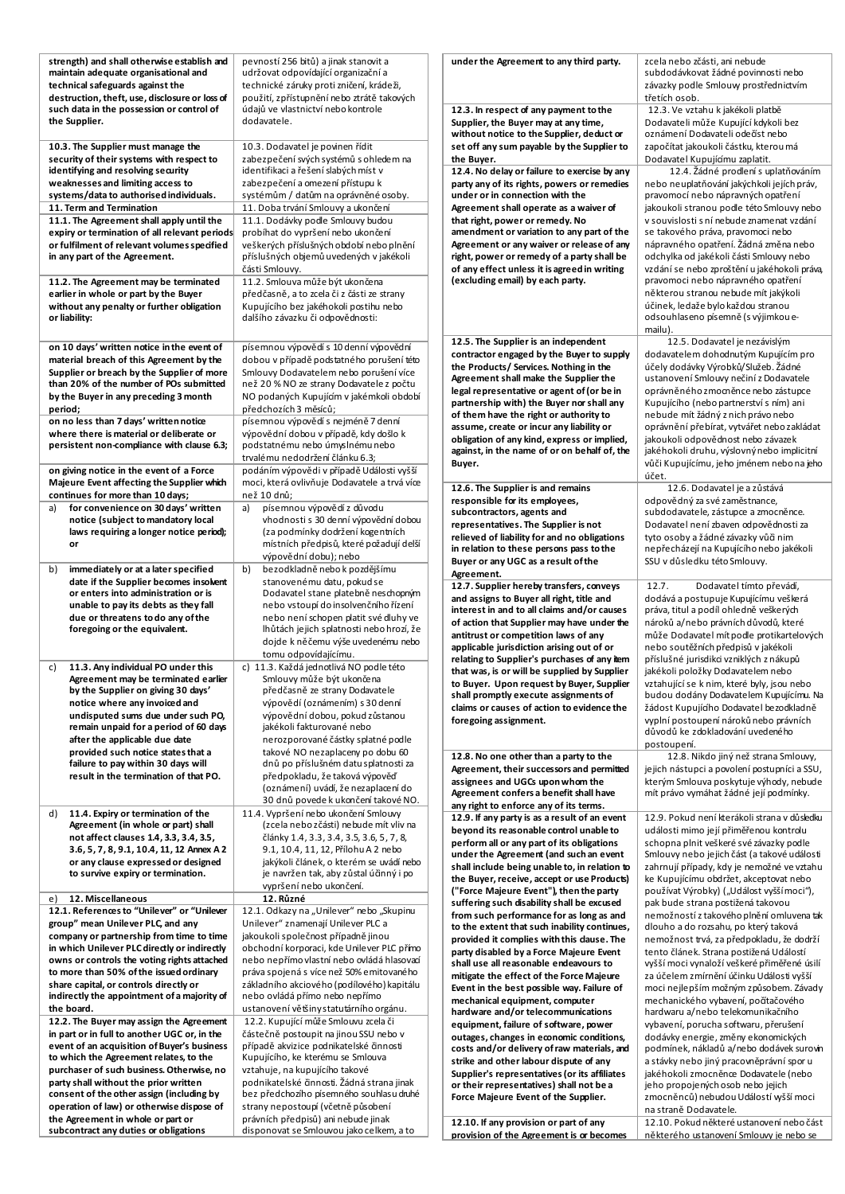| | |
|---|---|
| **strength) and shall otherwise establish and maintain adequate organisational and technical safeguards against the destruction, theft, use, disclosure or loss of such data in the possession or control of the Supplier.** | pevností 256 bitů) a jinak stanovit a udržovat odpovídající organizační a technické záruky proti zničení, krádeži, použití, zpřístupnění nebo ztrátě takových údajů ve vlastnictví nebo kontrole dodavatele. |
| **10.3. The Supplier must manage the security of their systems with respect to identifying and resolving security weaknesses and limiting access to systems/data to authorised individuals.** | 10.3. Dodavatel je povinen řídit zabezpečení svých systémů s ohledem na identifikaci a řešení slabých míst v zabezpečení a omezení přístupu k systémům / datům na oprávněné osoby. |
| **11. Term and Termination** | 11. Doba trvání Smlouvy a ukončení |
| **11.1. The Agreement shall apply until the expiry or termination of all relevant periods or fulfilment of relevant volumes specified in any part of the Agreement.** | 11.1. Dodávky podle Smlouvy budou probíhat do vypršení nebo ukončení veškerých příslušných období nebo plnění příslušných objemů uvedených v jakékoli části Smlouvy. |
| **11.2. The Agreement may be terminated earlier in whole or part by the Buyer without any penalty or further obligation or liability:** | 11.2. Smlouva může být ukončena předčasně, a to zcela či z části ze strany Kupujícího bez jakéhokoli postihu nebo dalšího závazku či odpovědnosti: |
| **on 10 days' written notice in the event of material breach of this Agreement by the Supplier or breach by the Supplier of more than 20% of the number of POs submitted by the Buyer in any preceding 3 month period;** | písemnou výpovědí s 10 denní výpovědní dobou v případě podstatného porušení této Smlouvy Dodavatelem nebo porušení více než 20 % NO ze strany Dodavatele z počtu NO podaných Kupujícím v jakémkoli období předchozích 3 měsíců; |
| **on no less than 7 days' written notice where there is material or deliberate or persistent non-compliance with clause 6.3;** | písemnou výpovědí s nejméně 7 denní výpovědní dobou v případě, kdy došlo k podstatnému nebo úmyslnému nebo trvalému nedodržení článku 6.3; |
| **on giving notice in the event of a Force Majeure Event affecting the Supplier which continues for more than 10 days;** | podáním výpovědi v případě Události vyšší moci, která ovlivňuje Dodavatele a trvá více než 10 dnů; |
| **a) for convenience on 30 days' written notice (subject to mandatory local laws requiring a longer notice period); or** | a) písemnou výpovědí z důvodu vhodnosti s 30 denní výpovědní dobou (za podmínky dodržení kogentních místních předpisů, které požadují delší výpovědní dobu); nebo |
| **b) immediately or at a later specified date if the Supplier becomes insolvent or enters into administration or is unable to pay its debts as they fall due or threatens to do any of the foregoing or the equivalent.** | b) bezodkladně nebo k pozdějšímu stanovenému datu, pokud se Dodavatel stane platebně neschopným nebo vstoupí do insolvenčního řízení nebo není schopen platit své dluhy ve lhůtách jejich splatnosti nebo hrozí, že dojde k něčemu výše uvedenému nebo tomu odpovídajícímu. |
| **c) 11.3. Any individual PO under this Agreement may be terminated earlier by the Supplier on giving 30 days' notice where any invoiced and undisputed sums due under such PO, remain unpaid for a period of 60 days after the applicable due date provided such notice states that a failure to pay within 30 days will result in the termination of that PO.** | c) 11.3. Každá jednotlivá NO podle této Smlouvy může být ukončena předčasně ze strany Dodavatele výpovědí (oznámením) s 30 denní výpovědní dobou, pokud zůstanou jakékoli fakturované nebo nerozporované částky splatné podle takové NO nezaplaceny po dobu 60 dnů po příslušném datu splatnosti za předpokladu, že taková výpověď (oznámení) uvádí, že nezaplacení do 30 dnů povede k ukončení takové NO. |
| **d) 11.4. Expiry or termination of the Agreement (in whole or part) shall not affect clauses 1.4, 3.3, 3.4, 3.5, 3.6, 5, 7, 8, 9.1, 10.4, 11, 12 Annex A 2 or any clause expressed or designed to survive expiry or termination.** | 11.4. Vypršení nebo ukončení Smlouvy (zcela nebo z části) nemá vliv na články 1.4, 3.3, 3.4, 3.5, 3.6, 5, 7, 8, 9.1, 10.4, 11, 12, Přílohu A 2 nebo jakýkoli článek, o kterém se uvádí nebo je navržen tak, aby zůstal účinný i po vypršení nebo ukončení. |
| **e) 12. Miscellaneous** | **12. Různé** |
| **12.1. References to "Unilever" or "Unilever group" mean Unilever PLC, and any company or partnership from time to time in which Unilever PLC directly or indirectly owns or controls the voting rights attached to more than 50% of the issued ordinary share capital, or controls directly or indirectly the appointment of a majority of the board.** | 12.1. Odkazy na „Unilever" nebo „Skupinu Unilever" znamenají Unilever PLC a jakoukoli společnost případně jinou obchodní korporaci, kde Unilever PLC přímo nebo nepřímo vlastní nebo ovládá hlasovací práva spojená s více než 50% emitovaného základního akciového (podílového) kapitálu nebo ovládá přímo nebo nepřímo ustanovení většiny statutárního orgánu. |
| **12.2. The Buyer may assign the Agreement in part or in full to another UGC or, in the event of an acquisition of Buyer's business to which the Agreement relates, to the purchaser of such business. Otherwise, no party shall without the prior written consent of the other assign (including by operation of law) or otherwise dispose of the Agreement in whole or part or subcontract any duties or obligations under the Agreement to any third party.** | 12.2. Kupující může Smlouvu zcela či částečně postoupit na jinou SSU nebo v případě akvizice podnikatelské činnosti Kupujícího, ke kterému se Smlouva vztahuje, na kupujícího takové podnikatelské činnosti. Žádná strana jinak bez předchozího písemného souhlasu druhé strany nepostoupí (včetně působení právních předpisů) ani nebude jinak disponovat se Smlouvou jako celkem, a to zcela nebo zčásti, ani nebude subdodávkovat žádné povinnosti nebo závazky podle Smlouvy prostřednictvím třetích osob. |
| **12.3. In respect of any payment to the Supplier, the Buyer may at any time, without notice to the Supplier, deduct or set off any sum payable by the Supplier to the Buyer.** | 12.3. Ve vztahu k jakékoli platbě Dodavateli může Kupující kdykoli bez oznámení Dodavateli odečíst nebo započítat jakoukoli částku, kterou má Dodavatel Kupujícímu zaplatit. |
| **12.4. No delay or failure to exercise by any party any of its rights, powers or remedies under or in connection with the Agreement shall operate as a waiver of that right, power or remedy. No amendment or variation to any part of the Agreement or any waiver or release of any right, power or remedy of a party shall be of any effect unless it is agreed in writing (excluding email) by each party.** | 12.4. Žádné prodlení s uplatňováním nebo neuplatňování jakýchkoli jejích práv, pravomocí nebo nápravných opatření jakoukoli stranou podle této Smlouvy nebo v souvislosti s ní nebude znamenat vzdání se takového práva, pravomoci nebo nápravného opatření. Žádná změna nebo odchylka od jakékoli části Smlouvy nebo vzdání se nebo zproštění jakéhokoli práva, pravomoci nebo nápravného opatření některou stranou nebude mít jakýkoli účinek, ledaže bylo každou stranou odsouhlaseno písemně (s výjimkou e-mailu). |
| **12.5. The Supplier is an independent contractor engaged by the Buyer to supply the Products/ Services. Nothing in the Agreement shall make the Supplier the legal representative or agent of (or be in partnership with) the Buyer nor shall any of them have the right or authority to assume, create or incur any liability or obligation of any kind, express or implied, against, in the name of or on behalf of, the Buyer.** | 12.5. Dodavatel je nezávislým dodavatelem dohodnutým Kupujícím pro účely dodávky Výrobků/Služeb. Žádné ustanovení Smlouvy nečiní z Dodavatele oprávněného zmocněnce nebo zástupce Kupujícího (nebo partnerství s ním) ani nebude mít žádný z nich právo nebo oprávnění přebírat, vytvářet nebo zakládat jakoukoli odpovědnost nebo závazek jakéhokoli druhu, výslovný nebo implicitní vůči Kupujícímu, jeho jménem nebo na jeho účet. |
| **12.6. The Supplier is and remains responsible for its employees, subcontractors, agents and representatives. The Supplier is not relieved of liability for and no obligations in relation to these persons pass to the Buyer or any UGC as a result of the Agreement.** | 12.6. Dodavatel je a zůstává odpovědný za své zaměstnance, subdodavatele, zástupce a zmocněnce. Dodavatel není zbaven odpovědnosti za tyto osoby a žádné závazky vůči nim nepřecházejí na Kupujícího nebo jakékoli SSU v důsledku této Smlouvy. |
| **12.7. Supplier hereby transfers, conveys and assigns to Buyer all right, title and interest in and to all claims and/or causes of action that Supplier may have under the antitrust or competition laws of any applicable jurisdiction arising out of or relating to Supplier's purchases of any item that was, is or will be supplied by Supplier to Buyer. Upon request by Buyer, Supplier shall promptly execute assignments of claims or causes of action to evidence the foregoing assignment.** | 12.7. Dodavatel tímto převádí, dodává a postupuje Kupujícímu veškerá práva, titul a podíl ohledně veškerých nároků a/nebo právních důvodů, které může Dodavatel mít podle protikartelových nebo soutěžních předpisů v jakékoli příslušné jurisdikci vzniklých z nákupů jakékoli položky Dodavatelem nebo vztahující se k nim, které byly, jsou nebo budou dodány Dodavatelem Kupujícímu. Na žádost Kupujícího Dodavatel bezodkladně vyplní postoupení nároků nebo právních důvodů ke zdokladování uvedeného postoupení. |
| **12.8. No one other than a party to the Agreement, their successors and permitted assignees and UGCs upon whom the Agreement confers a benefit shall have any right to enforce any of its terms.** | 12.8. Nikdo jiný než strana Smlouvy, jejich nástupci a povolení postupníci a SSU, kterým Smlouva poskytuje výhody, nebude mít právo vymáhat žádné její podmínky. |
| **12.9. If any party is as a result of an event beyond its reasonable control unable to perform all or any part of its obligations under the Agreement (and such an event shall include being unable to, in relation to the Buyer, receive, accept or use Products) ("Force Majeure Event"), then the party suffering such disability shall be excused from such performance for as long as and to the extent that such inability continues, provided it complies with this clause. The party disabled by a Force Majeure Event shall use all reasonable endeavours to mitigate the effect of the Force Majeure Event in the best possible way. Failure of mechanical equipment, computer hardware and/or telecommunications equipment, failure of software, power outages, changes in economic conditions, costs and/or delivery of raw materials, and strike and other labour dispute of any Supplier's representatives (or its affiliates or their representatives) shall not be a Force Majeure Event of the Supplier.** | 12.9. Pokud není kterákoli strana v důsledku události mimo její přiměřenou kontrolu schopna plnit veškeré své závazky podle Smlouvy nebo jejich část (a takové události zahrnují případy, kdy je nemožné ve vztahu ke Kupujícímu obdržet, akceptovat nebo používat Výrobky) („Událost vyšší moci"), pak bude strana postižená takovou nemožností z takového plnění omluvena tak dlouho a do rozsahu, po který taková nemožnost trvá, za předpokladu, že dodrží tento článek. Strana postižená Událostí vyšší moci vynaloží veškeré přiměřené úsilí za účelem zmírnění účinku Události vyšší moci nejlepším možným způsobem. Závady mechanického vybavení, počítačového hardwaru a/nebo telekomunikačního vybavení, porucha softwaru, přerušení dodávky energie, změny ekonomických podmínek, nákladů a/nebo dodávek surovin a stávky nebo jiný pracovněprávní spor u jakékoli zmocněnce Dodavatele (nebo jeho propojených osob nebo jejich zmocněnců) nebudou Událostí vyšší moci na straně Dodavatele. |
| **12.10. If any provision or part of any provision of the Agreement is or becomes** | 12.10. Pokud některé ustanovení nebo část některého ustanovení Smlouvy je nebo se |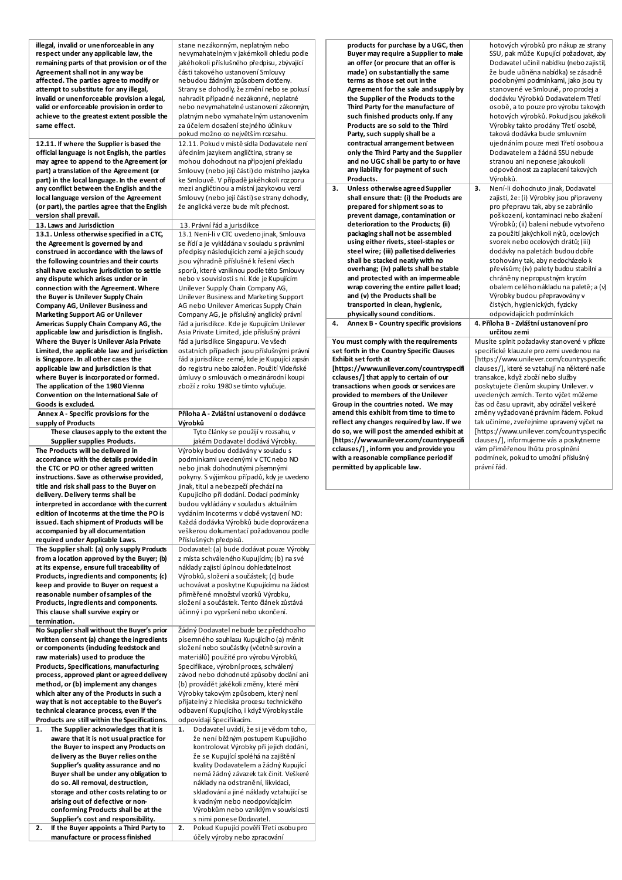| | |
|---|---|
| **illegal, invalid or unenforceable in any respect under any applicable law, the remaining parts of that provision or of the Agreement shall not in any way be affected. The parties agree to modify or attempt to substitute for any illegal, invalid or unenforceable provision a legal, valid or enforceable provision in order to achieve to the greatest extent possible the same effect.** | stane nezákonným, neplatným nebo nevymahatelným v jakémkoli ohledu podle jakéhokoli příslušného předpisu, zbývající části takového ustanovení Smlouvy nebudou žádným způsobem dotčeny. Strany se dohodly, že změní nebo se pokusí nahradit případné nezákonné, neplatné nebo nevymahatelné ustanovení zákonným, platným nebo vymahatelným ustanovením za účelem dosažení stejného účinku v pokud možno co největším rozsahu. |
| **12.11. If where the Supplier is based the official language is not English, the parties may agree to append to the Agreement (or part) a translation of the Agreement (or part) in the local language. In the event of any conflict between the English and the local language version of the Agreement (or part), the parties agree that the English version shall prevail.** | 12.11. Pokud v místě sídla Dodavatele není úředním jazykem angličtina, strany se mohou dohodnout na připojení překladu Smlouvy (nebo její části) do místního jazyka ke Smlouvě. V případě jakéhokoli rozporu mezi angličtinou a místní jazykovou verzí Smlouvy (nebo její části) se strany dohodly, že anglická verze bude mít přednost. |
| **13. Laws and Jurisdiction** | 13. Právní řád a jurisdikce |
| **13.1. Unless otherwise specified in a CTC, the Agreement is governed by and construed in accordance with the laws of the following countries and their courts shall have exclusive jurisdiction to settle any dispute which arises under or in connection with the Agreement. Where the Buyer is Unilever Supply Chain Company AG, Unilever Business and Marketing Support AG or Unilever Americas Supply Chain Company AG, the applicable law and jurisdiction is English. Where the Buyer is Unilever Asia Private Limited, the applicable law and jurisdiction is Singapore. In all other cases the applicable law and jurisdiction is that where Buyer is incorporated or formed. The application of the 1980 Vienna Convention on the International Sale of Goods is excluded.** | 13.1 Není-li v CTC uvedeno jinak, Smlouva se řídí a je vykládána v souladu s právními předpisy následujících zemí a jejich soudy jsou výhradně příslušné k řešení všech sporů, které vzniknou podle této Smlouvy nebo v souvislosti s ní. Kde je Kupujícím Unilever Supply Chain Company AG, Unilever Business and Marketing Support AG nebo Unilever Americas Supply Chain Company AG, je příslušný anglický právní řád a jurisdikce. Kde je Kupujícím Unilever Asia Private Limited, je příslušný právní řád a jurisdikce Singapuru. Ve všech ostatních případech jsou příslušnými právní řád a jurisdikce země, kde je Kupující zapsán do registru nebo založen. Použití Vídeňské úmluvy o smlouvách o mezinárodní koupi zboží z roku 1980 se tímto vylučuje. |
| **Annex A - Specific provisions for the supply of Products** | **Příloha A - Zvláštní ustanovení o dodávce Výrobků** |
| **These clauses apply to the extent the Supplier supplies Products.** | Tyto články se použijí v rozsahu, v jakém Dodavatel dodává Výrobky. |
| **The Products will be delivered in accordance with the details provided in the CTC or PO or other agreed written instructions. Save as otherwise provided, title and risk shall pass to the Buyer on delivery. Delivery terms shall be interpreted in accordance with the current edition of Incoterms at the time the PO is issued. Each shipment of Products will be accompanied by all documentation required under Applicable Laws.** | Výrobky budou dodávány v souladu s podmínkami uvedenými v CTC nebo NO nebo jinak dohodnutými písemnými pokyny. S výjimkou případů, kdy je uvedeno jinak, titul a nebezpečí přechází na Kupujícího při dodání. Dodací podmínky budou vykládány v souladu s aktuálním vydáním Incoterms v době vystavení NO: Každá dodávka Výrobků bude doprovázena veškerou dokumentací požadovanou podle Příslušných předpisů. |
| **The Supplier shall: (a) only supply Products from a location approved by the Buyer; (b) at its expense, ensure full traceability of Products, ingredients and components; (c) keep and provide to Buyer on request a reasonable number of samples of the Products, ingredients and components. This clause shall survive expiry or termination.** | Dodavatel: (a) bude dodávat pouze Výrobky z místa schváleného Kupujícím; (b) na své náklady zajistí úplnou dohledatelnost Výrobků, složení a součástek; (c) bude uchovávat a poskytne Kupujícímu na žádost přiměřené množství vzorků Výrobku, složení a součástek. Tento článek zůstává účinný i po vypršení nebo ukončení. |
| **No Supplier shall without the Buyer's prior written consent (a) change the ingredients or components (including feedstock and raw materials) used to produce the Products, Specifications, manufacturing process, approved plant or agreed delivery method, or (b) implement any changes which alter any of the Products in such a way that is not acceptable to the Buyer's technical clearance process, even if the Products are still within the Specifications.** | Žádný Dodavatel nebude bez předchozího písemného souhlasu Kupujícího (a) měnit složení nebo součástky (včetně surovin a materiálů) použité pro výrobu Výrobků, Specifikace, výrobní proces, schválený závod nebo dohodnuté způsoby dodání ani (b) provádět jakékoli změny, které mění Výrobky takovým způsobem, který není přijatelný z hlediska procesu technického odbavení Kupujícího, i když Výrobky stále odpovídají Specifikacím. |
| **1. The Supplier acknowledges that it is aware that it is not usual practice for the Buyer to inspect any Products on delivery as the Buyer relies on the Supplier's quality assurance and no Buyer shall be under any obligation to do so. All removal, destruction, storage and other costs relating to or arising out of defective or non-conforming Products shall be at the Supplier's cost and responsibility.** | 1. Dodavatel uvádí, že si je vědom toho, že není běžným postupem Kupujícího kontrolovat Výrobky při jejich dodání, že se Kupující spoléhá na zajištění kvality Dodavatelem a žádný Kupující nemá žádný závazek tak činit. Veškeré náklady na odstranění, likvidaci, skladování a jiné náklady vztahující se k vadným nebo neodpovídajícím Výrobkům nebo vzniklým v souvislosti s nimi ponese Dodavatel. |
| **2. If the Buyer appoints a Third Party to manufacture or process finished products for purchase by a UGC, then Buyer may require a Supplier to make an offer (or procure that an offer is made) on substantially the same terms as those set out in the Agreement for the sale and supply by the Supplier of the Products to the Third Party for the manufacture of such finished products only. If any Products are so sold to the Third Party, such supply shall be a contractual arrangement between only the Third Party and the Supplier and no UGC shall be party to or have any liability for payment of such Products.** | 2. Pokud Kupující pověří Třetí osobu pro účely výroby nebo zpracování hotových výrobků pro nákup ze strany SSU, pak může Kupující požadovat, aby Dodavatel učinil nabídku (nebo zajistil, že bude učiněna nabídka) se zásadně podobnými podmínkami, jako jsou ty stanovené ve Smlouvě, pro prodej a dodávku Výrobků Dodavatelem Třetí osobě, a to pouze pro výrobu takových hotových výrobků. Pokud jsou jakékoli Výrobky takto prodány Třetí osobě, taková dodávka bude smluvním ujednáním pouze mezi Třetí osobou a Dodavatelem a žádná SSU nebude stranou ani neponese jakoukoli odpovědnost za zaplacení takových Výrobků. |
| **3. Unless otherwise agreed Supplier shall ensure that: (i) the Products are prepared for shipment so as to prevent damage, contamination or deterioration to the Products; (ii) packaging shall not be assembled using either rivets, steel-staples or steel wire; (iii) palletised deliveries shall be stacked neatly with no overhang; (iv) pallets shall be stable and protected with an impermeable wrap covering the entire pallet load; and (v) the Products shall be transported in clean, hygienic, physically sound conditions.** | 3. Není-li dohodnuto jinak, Dodavatel zajistí, že: (i) Výrobky jsou připraveny pro přepravu tak, aby se zabránilo poškození, kontaminaci nebo zkažení Výrobků; (ii) balení nebude vytvořeno za použití jakýchkoli nýtů, ocelových svorek nebo ocelových drátů; (iii) dodávky na paletách budou dobře stohovány tak, aby nedocházelo k převisům; (iv) palety budou stabilní a chráněny nepropustným krycím obalem celého nákladu na paletě; a (v) Výrobky budou přepravovány v čistých, hygienických, fyzicky odpovídajících podmínkách |
| **4. Annex B - Country specific provisions** | **4. Příloha B - Zvláštní ustanovení pro určitou zemi** |
| **You must comply with the requirements set forth in the Country Specific Clauses Exhibit set forth at [https://www.unilever.com/countryspecificclauses/] that apply to certain of our transactions when goods or services are provided to members of the Unilever Group in the countries noted. We may amend this exhibit from time to time to reflect any changes required by law. If we do so, we will post the amended exhibit at [https://www.unilever.com/countryspecificclauses/] , inform you and provide you with a reasonable compliance period if permitted by applicable law.** | Musíte splnit požadavky stanovené v příloze specifické klauzule pro zemi uvedenou na [https://www.unilever.com/countryspecificclauses/], které se vztahují na některé naše transakce, když zboží nebo služby poskytujete členům skupiny Unilever. v uvedených zemích. Tento výčet můžeme čas od času upravit, aby odrážel veškeré změny vyžadované právním řádem. Pokud tak učiníme, zveřejníme upravený výčet na [https://www.unilever.com/countryspecificclauses/], informujeme vás a poskytneme vám přiměřenou lhůtu pro splnění podmínek, pokud to umožní příslušný právní řád. |